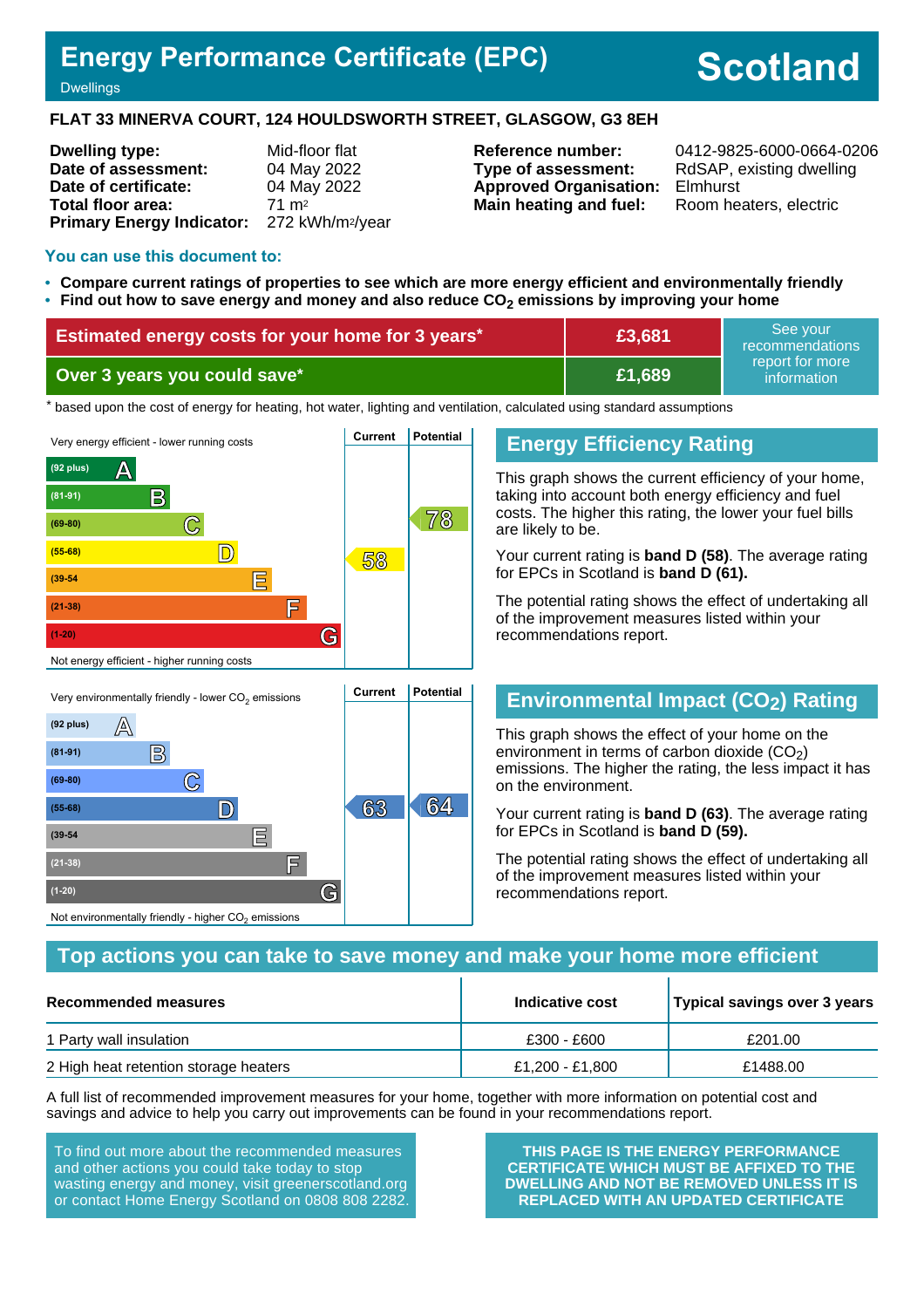# Energy Performance Certificate (EPC)

Dwellings

**Scotland**

## FLAT 33 MINERVA COURT, 124 HOULDSWORTH STREET, GLASGOW, G3 8EH

| | |
|---|---|
| **Dwelling type:** | Mid-floor flat |
| **Date of assessment:** | 04 May 2022 |
| **Date of certificate:** | 04 May 2022 |
| **Total floor area:** | 71 m² |
| **Primary Energy Indicator:** | 272 kWh/m²/year |

| | |
|---|---|
| **Reference number:** | 0412-9825-6000-0664-0206 |
| **Type of assessment:** | RdSAP, existing dwelling |
| **Approved Organisation:** | Elmhurst |
| **Main heating and fuel:** | Room heaters, electric |

### You can use this document to:

- **Compare current ratings of properties to see which are more energy efficient and environmentally friendly**
- **Find out how to save energy and money and also reduce $CO_2$ emissions by improving your home**

| | | |
|---|---|---|
| **Estimated energy costs for your home for 3 years*** | **£3,681** | See your recommendations report for more information |
| **Over 3 years you could save*** | **£1,689** | |

* based upon the cost of energy for heating, hot water, lighting and ventilation, calculated using standard assumptions

## Energy Efficiency Rating

Very energy efficient - lower running costs

| Band | Current | Potential |
|---|---|---|
| (92 plus) A | | |
| (81-91) B | | |
| (69-80) C | | 78 |
| (55-68) D | 58 | |
| (39-54) E | | |
| (21-38) F | | |
| (1-20) G | | |

Not energy efficient - higher running costs

This graph shows the current efficiency of your home, taking into account both energy efficiency and fuel costs. The higher this rating, the lower your fuel bills are likely to be.

Your current rating is **band D (58)**. The average rating for EPCs in Scotland is **band D (61).**

The potential rating shows the effect of undertaking all of the improvement measures listed within your recommendations report.

## Environmental Impact ($CO_2$) Rating

Very environmentally friendly - lower $CO_2$ emissions

| Band | Current | Potential |
|---|---|---|
| (92 plus) A | | |
| (81-91) B | | |
| (69-80) C | | |
| (55-68) D | 63 | 64 |
| (39-54) E | | |
| (21-38) F | | |
| (1-20) G | | |

Not environmentally friendly - higher $CO_2$ emissions

This graph shows the effect of your home on the environment in terms of carbon dioxide ($CO_2$) emissions. The higher the rating, the less impact it has on the environment.

Your current rating is **band D (63)**. The average rating for EPCs in Scotland is **band D (59).**

The potential rating shows the effect of undertaking all of the improvement measures listed within your recommendations report.

## Top actions you can take to save money and make your home more efficient

| Recommended measures | Indicative cost | Typical savings over 3 years |
|---|---|---|
| 1 Party wall insulation | £300 - £600 | £201.00 |
| 2 High heat retention storage heaters | £1,200 - £1,800 | £1488.00 |

A full list of recommended improvement measures for your home, together with more information on potential cost and savings and advice to help you carry out improvements can be found in your recommendations report.

To find out more about the recommended measures and other actions you could take today to stop wasting energy and money, visit greenerscotland.org or contact Home Energy Scotland on 0808 808 2282.

**THIS PAGE IS THE ENERGY PERFORMANCE CERTIFICATE WHICH MUST BE AFFIXED TO THE DWELLING AND NOT BE REMOVED UNLESS IT IS REPLACED WITH AN UPDATED CERTIFICATE**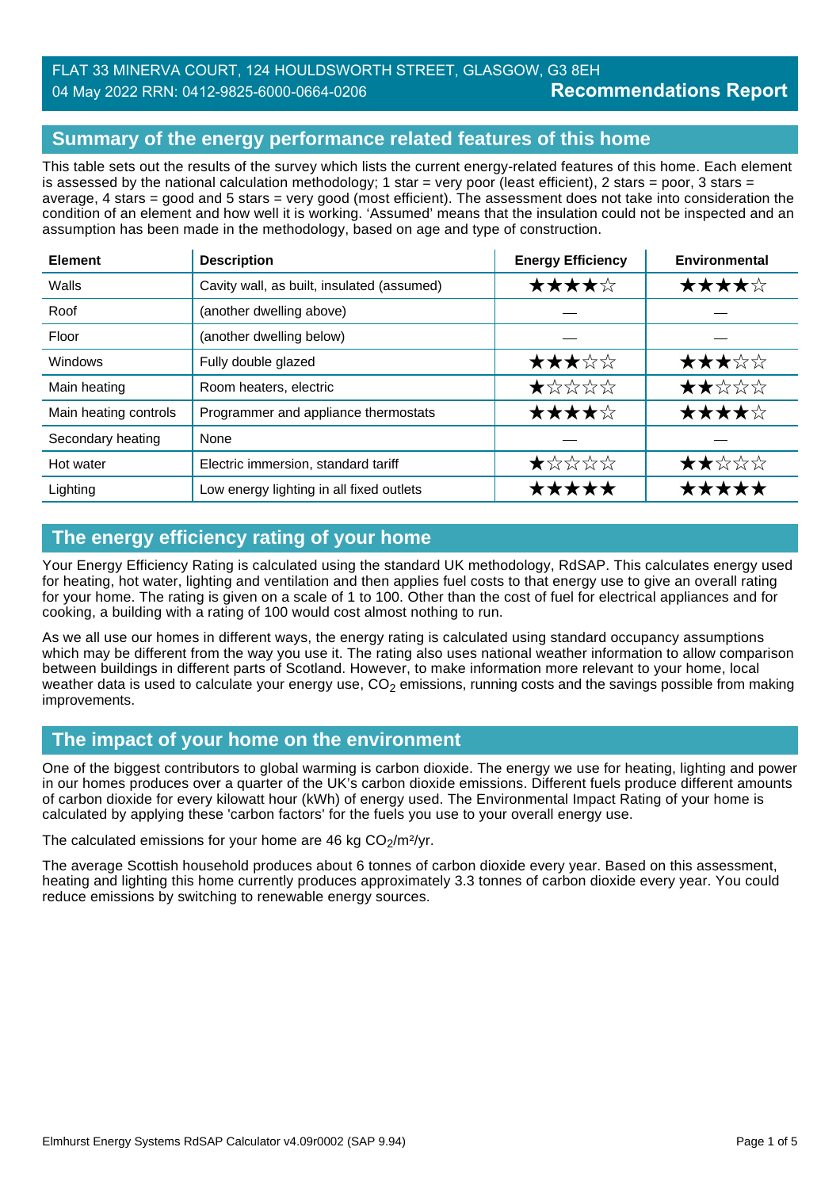FLAT 33 MINERVA COURT, 124 HOULDSWORTH STREET, GLASGOW, G3 8EH
04 May 2022 RRN: 0412-9825-6000-0664-0206

**Recommendations Report**

## Summary of the energy performance related features of this home

This table sets out the results of the survey which lists the current energy-related features of this home. Each element is assessed by the national calculation methodology; 1 star = very poor (least efficient), 2 stars = poor, 3 stars = average, 4 stars = good and 5 stars = very good (most efficient). The assessment does not take into consideration the condition of an element and how well it is working. 'Assumed' means that the insulation could not be inspected and an assumption has been made in the methodology, based on age and type of construction.

| Element | Description | Energy Efficiency | Environmental |
|---|---|---|---|
| Walls | Cavity wall, as built, insulated (assumed) | ★★★★☆ | ★★★★☆ |
| Roof | (another dwelling above) | — | — |
| Floor | (another dwelling below) | — | — |
| Windows | Fully double glazed | ★★★☆☆ | ★★★☆☆ |
| Main heating | Room heaters, electric | ★☆☆☆☆ | ★★☆☆☆ |
| Main heating controls | Programmer and appliance thermostats | ★★★★☆ | ★★★★☆ |
| Secondary heating | None | — | — |
| Hot water | Electric immersion, standard tariff | ★☆☆☆☆ | ★★☆☆☆ |
| Lighting | Low energy lighting in all fixed outlets | ★★★★★ | ★★★★★ |

## The energy efficiency rating of your home

Your Energy Efficiency Rating is calculated using the standard UK methodology, RdSAP. This calculates energy used for heating, hot water, lighting and ventilation and then applies fuel costs to that energy use to give an overall rating for your home. The rating is given on a scale of 1 to 100. Other than the cost of fuel for electrical appliances and for cooking, a building with a rating of 100 would cost almost nothing to run.

As we all use our homes in different ways, the energy rating is calculated using standard occupancy assumptions which may be different from the way you use it. The rating also uses national weather information to allow comparison between buildings in different parts of Scotland. However, to make information more relevant to your home, local weather data is used to calculate your energy use, $CO_2$ emissions, running costs and the savings possible from making improvements.

## The impact of your home on the environment

One of the biggest contributors to global warming is carbon dioxide. The energy we use for heating, lighting and power in our homes produces over a quarter of the UK's carbon dioxide emissions. Different fuels produce different amounts of carbon dioxide for every kilowatt hour (kWh) of energy used. The Environmental Impact Rating of your home is calculated by applying these 'carbon factors' for the fuels you use to your overall energy use.

The calculated emissions for your home are 46 kg $CO_2/m^2/yr$.

The average Scottish household produces about 6 tonnes of carbon dioxide every year. Based on this assessment, heating and lighting this home currently produces approximately 3.3 tonnes of carbon dioxide every year. You could reduce emissions by switching to renewable energy sources.

Elmhurst Energy Systems RdSAP Calculator v4.09r0002 (SAP 9.94)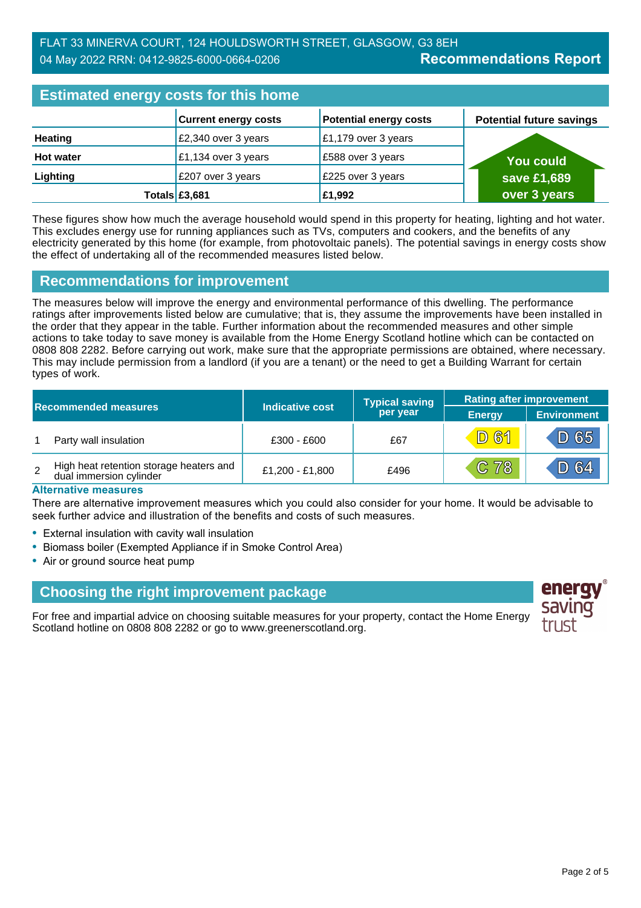FLAT 33 MINERVA COURT, 124 HOULDSWORTH STREET, GLASGOW, G3 8EH
04 May 2022 RRN: 0412-9825-6000-0664-0206 **Recommendations Report**

## Estimated energy costs for this home

| | Current energy costs | Potential energy costs | Potential future savings |
|---|---|---|---|
| **Heating** | £2,340 over 3 years | £1,179 over 3 years | You could save £1,689 over 3 years |
| **Hot water** | £1,134 over 3 years | £588 over 3 years | |
| **Lighting** | £207 over 3 years | £225 over 3 years | |
| **Totals** | **£3,681** | **£1,992** | |

These figures show how much the average household would spend in this property for heating, lighting and hot water. This excludes energy use for running appliances such as TVs, computers and cookers, and the benefits of any electricity generated by this home (for example, from photovoltaic panels). The potential savings in energy costs show the effect of undertaking all of the recommended measures listed below.

## Recommendations for improvement

The measures below will improve the energy and environmental performance of this dwelling. The performance ratings after improvements listed below are cumulative; that is, they assume the improvements have been installed in the order that they appear in the table. Further information about the recommended measures and other simple actions to take today to save money is available from the Home Energy Scotland hotline which can be contacted on 0808 808 2282. Before carrying out work, make sure that the appropriate permissions are obtained, where necessary. This may include permission from a landlord (if you are a tenant) or the need to get a Building Warrant for certain types of work.

| | Recommended measures | Indicative cost | Typical saving per year | Rating after improvement | |
|---|---|---|---|---|---|
| | | | | Energy | Environment |
| 1 | Party wall insulation | £300 - £600 | £67 | D 61 | D 65 |
| 2 | High heat retention storage heaters and dual immersion cylinder | £1,200 - £1,800 | £496 | C 78 | D 64 |

### Alternative measures

There are alternative improvement measures which you could also consider for your home. It would be advisable to seek further advice and illustration of the benefits and costs of such measures.

- External insulation with cavity wall insulation
- Biomass boiler (Exempted Appliance if in Smoke Control Area)
- Air or ground source heat pump

## Choosing the right improvement package

For free and impartial advice on choosing suitable measures for your property, contact the Home Energy Scotland hotline on 0808 808 2282 or go to www.greenerscotland.org.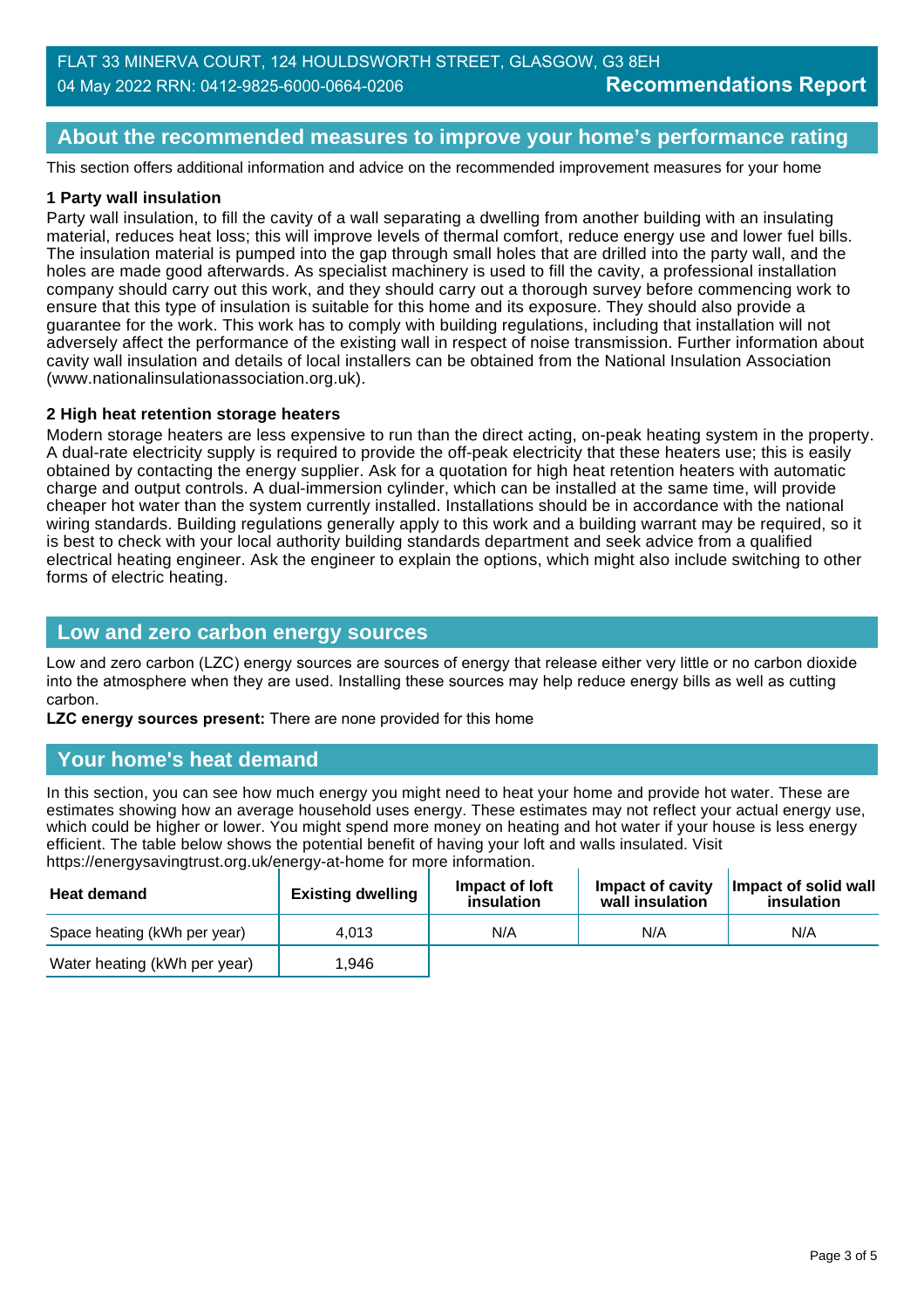FLAT 33 MINERVA COURT, 124 HOULDSWORTH STREET, GLASGOW, G3 8EH
04 May 2022 RRN: 0412-9825-6000-0664-0206

**Recommendations Report**

## About the recommended measures to improve your home's performance rating

This section offers additional information and advice on the recommended improvement measures for your home

**1 Party wall insulation**

Party wall insulation, to fill the cavity of a wall separating a dwelling from another building with an insulating material, reduces heat loss; this will improve levels of thermal comfort, reduce energy use and lower fuel bills. The insulation material is pumped into the gap through small holes that are drilled into the party wall, and the holes are made good afterwards. As specialist machinery is used to fill the cavity, a professional installation company should carry out this work, and they should carry out a thorough survey before commencing work to ensure that this type of insulation is suitable for this home and its exposure. They should also provide a guarantee for the work. This work has to comply with building regulations, including that installation will not adversely affect the performance of the existing wall in respect of noise transmission. Further information about cavity wall insulation and details of local installers can be obtained from the National Insulation Association (www.nationalinsulationassociation.org.uk).

**2 High heat retention storage heaters**

Modern storage heaters are less expensive to run than the direct acting, on-peak heating system in the property. A dual-rate electricity supply is required to provide the off-peak electricity that these heaters use; this is easily obtained by contacting the energy supplier. Ask for a quotation for high heat retention heaters with automatic charge and output controls. A dual-immersion cylinder, which can be installed at the same time, will provide cheaper hot water than the system currently installed. Installations should be in accordance with the national wiring standards. Building regulations generally apply to this work and a building warrant may be required, so it is best to check with your local authority building standards department and seek advice from a qualified electrical heating engineer. Ask the engineer to explain the options, which might also include switching to other forms of electric heating.

## Low and zero carbon energy sources

Low and zero carbon (LZC) energy sources are sources of energy that release either very little or no carbon dioxide into the atmosphere when they are used. Installing these sources may help reduce energy bills as well as cutting carbon.

**LZC energy sources present:** There are none provided for this home

## Your home's heat demand

In this section, you can see how much energy you might need to heat your home and provide hot water. These are estimates showing how an average household uses energy. These estimates may not reflect your actual energy use, which could be higher or lower. You might spend more money on heating and hot water if your house is less energy efficient. The table below shows the potential benefit of having your loft and walls insulated. Visit https://energysavingtrust.org.uk/energy-at-home for more information.

| Heat demand | Existing dwelling | Impact of loft insulation | Impact of cavity wall insulation | Impact of solid wall insulation |
|---|---|---|---|---|
| Space heating (kWh per year) | 4,013 | N/A | N/A | N/A |
| Water heating (kWh per year) | 1,946 | | | |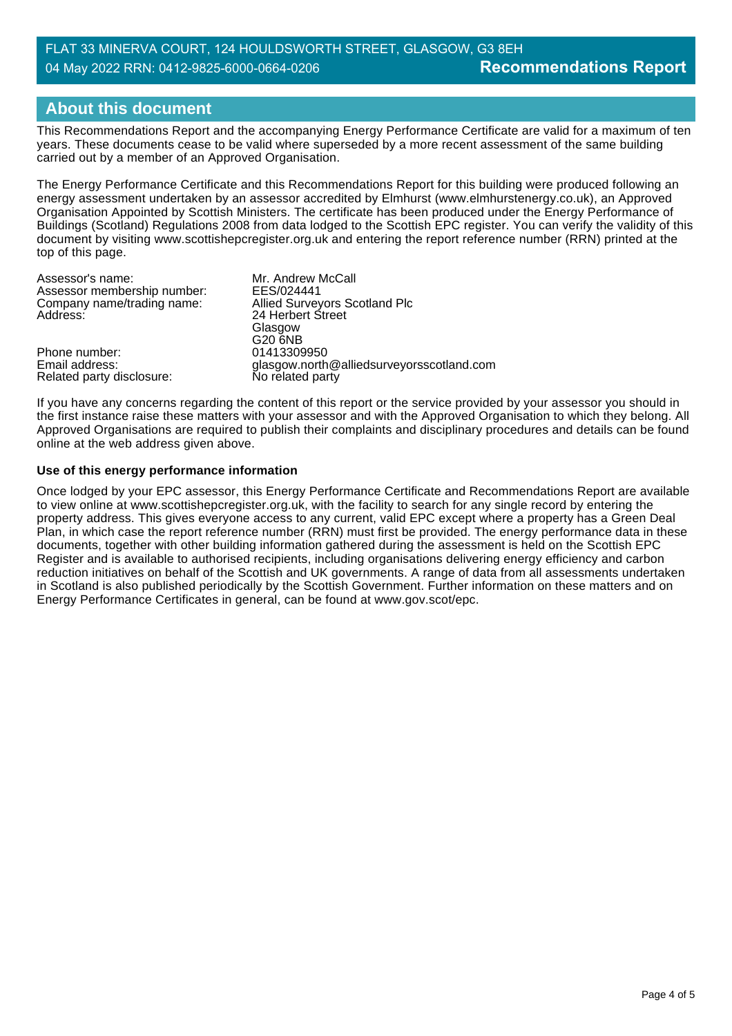## About this document

This Recommendations Report and the accompanying Energy Performance Certificate are valid for a maximum of ten years. These documents cease to be valid where superseded by a more recent assessment of the same building carried out by a member of an Approved Organisation.

The Energy Performance Certificate and this Recommendations Report for this building were produced following an energy assessment undertaken by an assessor accredited by Elmhurst (www.elmhurstenergy.co.uk), an Approved Organisation Appointed by Scottish Ministers. The certificate has been produced under the Energy Performance of Buildings (Scotland) Regulations 2008 from data lodged to the Scottish EPC register. You can verify the validity of this document by visiting www.scottishepcregister.org.uk and entering the report reference number (RRN) printed at the top of this page.

| | |
|---|---|
| Assessor's name: | Mr. Andrew McCall |
| Assessor membership number: | EES/024441 |
| Company name/trading name: | Allied Surveyors Scotland Plc |
| Address: | 24 Herbert Street<br>Glasgow<br>G20 6NB |
| Phone number: | 01413309950 |
| Email address: | glasgow.north@alliedsurveyorsscotland.com |
| Related party disclosure: | No related party |

If you have any concerns regarding the content of this report or the service provided by your assessor you should in the first instance raise these matters with your assessor and with the Approved Organisation to which they belong. All Approved Organisations are required to publish their complaints and disciplinary procedures and details can be found online at the web address given above.

**Use of this energy performance information**

Once lodged by your EPC assessor, this Energy Performance Certificate and Recommendations Report are available to view online at www.scottishepcregister.org.uk, with the facility to search for any single record by entering the property address. This gives everyone access to any current, valid EPC except where a property has a Green Deal Plan, in which case the report reference number (RRN) must first be provided. The energy performance data in these documents, together with other building information gathered during the assessment is held on the Scottish EPC Register and is available to authorised recipients, including organisations delivering energy efficiency and carbon reduction initiatives on behalf of the Scottish and UK governments. A range of data from all assessments undertaken in Scotland is also published periodically by the Scottish Government. Further information on these matters and on Energy Performance Certificates in general, can be found at www.gov.scot/epc.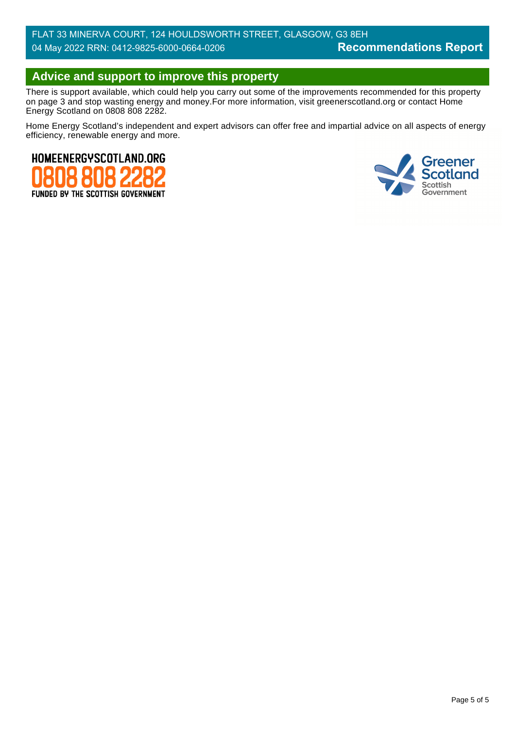## Advice and support to improve this property

There is support available, which could help you carry out some of the improvements recommended for this property on page 3 and stop wasting energy and money.For more information, visit greenerscotland.org or contact Home Energy Scotland on 0808 808 2282.

Home Energy Scotland's independent and expert advisors can offer free and impartial advice on all aspects of energy efficiency, renewable energy and more.

HOMEENERGYSCOTLAND.ORG
0808 808 2282
FUNDED BY THE SCOTTISH GOVERNMENT

Greener Scotland
Scottish Government